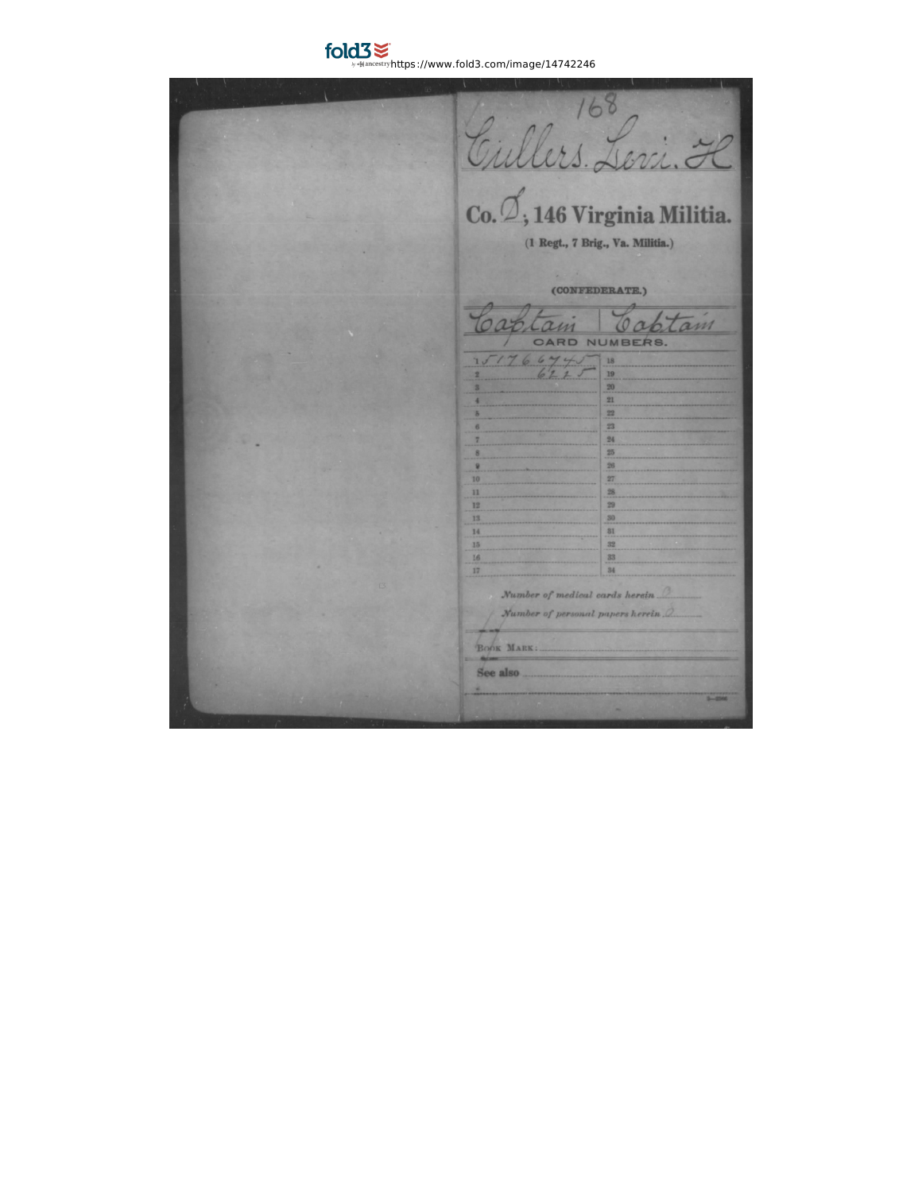168

Cullers, Levi. H

**Co. D, 146 Virginia Militia.**

(1 Regt., 7 Brig., Va. Militia.)

(CONFEDERATE.)

Captain | Captain

CARD NUMBERS.

| | | | |
|---|---|---|---|
| 1 | 51766745 | 18 | |
| 2 | 6825 | 19 | |
| 3 | | 20 | |
| 4 | | 21 | |
| 5 | | 22 | |
| 6 | | 23 | |
| 7 | | 24 | |
| 8 | | 25 | |
| 9 | | 26 | |
| 10 | | 27 | |
| 11 | | 28 | |
| 12 | | 29 | |
| 13 | | 30 | |
| 14 | | 31 | |
| 15 | | 32 | |
| 16 | | 33 | |
| 17 | | 34 | |

*Number of medical cards herein* 0

*Number of personal papers herein* 0

BOOK MARK:

See also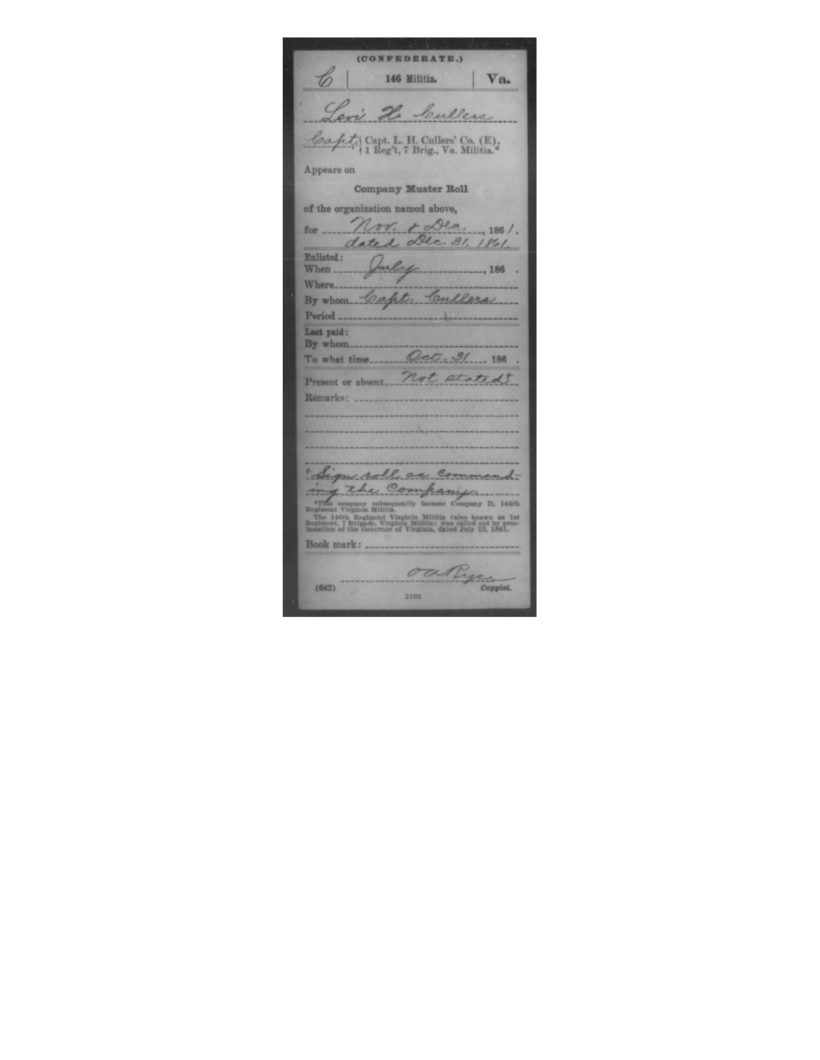(CONFEDERATE.)

C | 146 Militia. | Va.

Levi H. Cullers

Capt. | Capt. L. H. Cullers' Co. (E), 1 Reg't, 7 Brig., Va. Militia.*

Appears on

**Company Muster Roll**

of the organization named above,

for Nov. & Dec., 1861.
dated Dec. 31, 1861.

Enlisted:
When July, 186 .
Where
By whom Capt. Cullers
Period

Last paid:
By whom
To what time Oct. 31, 186 .

Present or absent Not stated†

Remarks:

† Signs roll as commanding the Company.

*This company subsequently became Company D, 146th Regiment Virginia Militia.

The 146th Regiment Virginia Militia (also known as 1st Regiment, 7 Brigade, Virginia Militia) was called out by proclamation of the Governor of Virginia, dated July 13, 1861.

Book mark:

O. A. Pyer
Copyist.

(642)

2193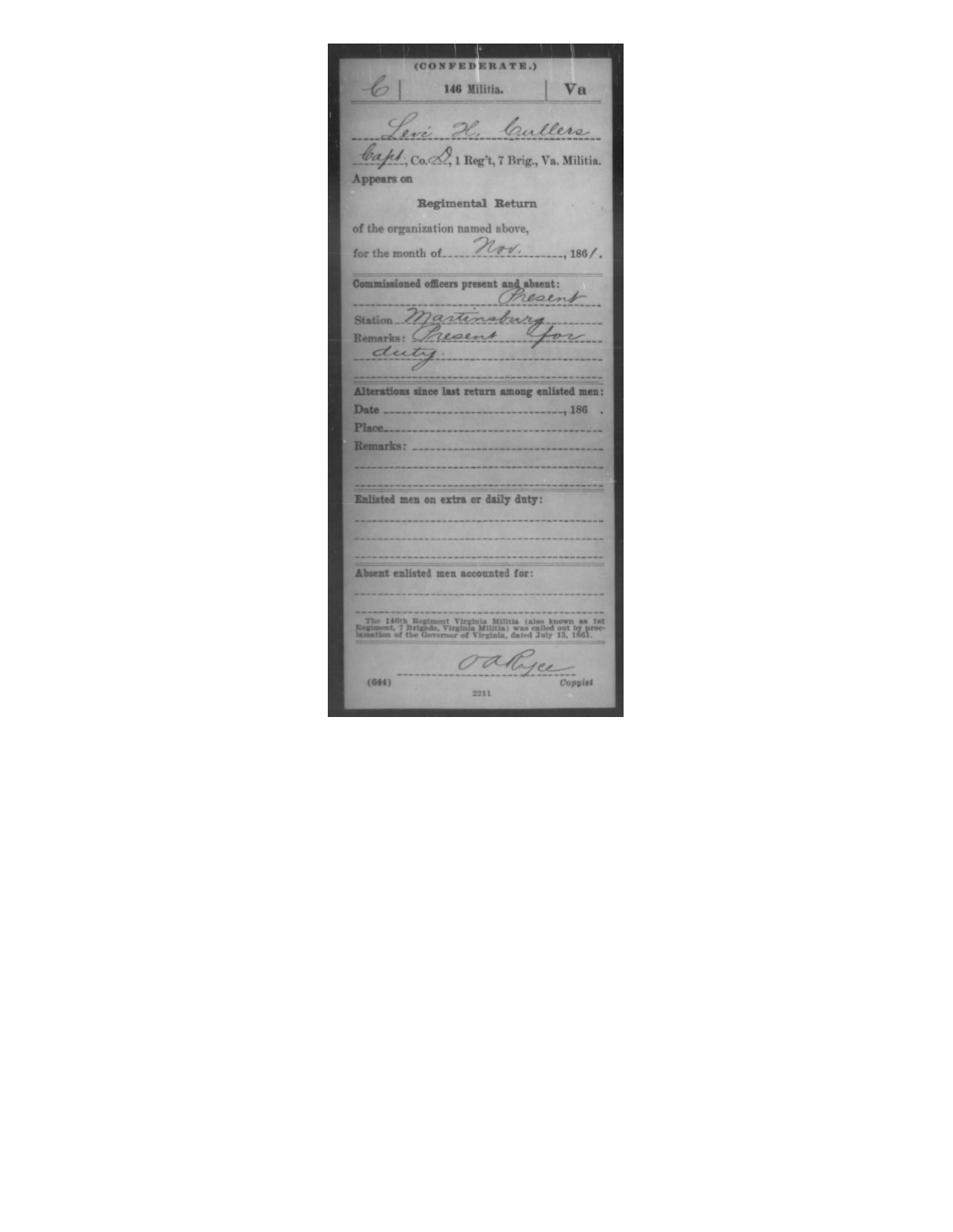(CONFEDERATE.)

| C | 146 Militia. | Va |
|---|---|---|

Levi H. Cullers

Capt, Co. D, 1 Reg't, 7 Brig., Va. Militia.

Appears on

**Regimental Return**

of the organization named above,

for the month of Nov., 1861.

**Commissioned officers present and absent:** Present

Station Martinsburg

Remarks: Present for duty.

**Alterations since last return among enlisted men:**

Date ______________, 186 .

Place______________

Remarks: ______________

**Enlisted men on extra or daily duty:**

**Absent enlisted men accounted for:**

The 146th Regiment Virginia Militia (also known as 1st Regiment, 7 Brigade, Virginia Militia) was called out by proclamation of the Governor of Virginia, dated July 13, 1861.

(644) O A Pryce Copyist

2211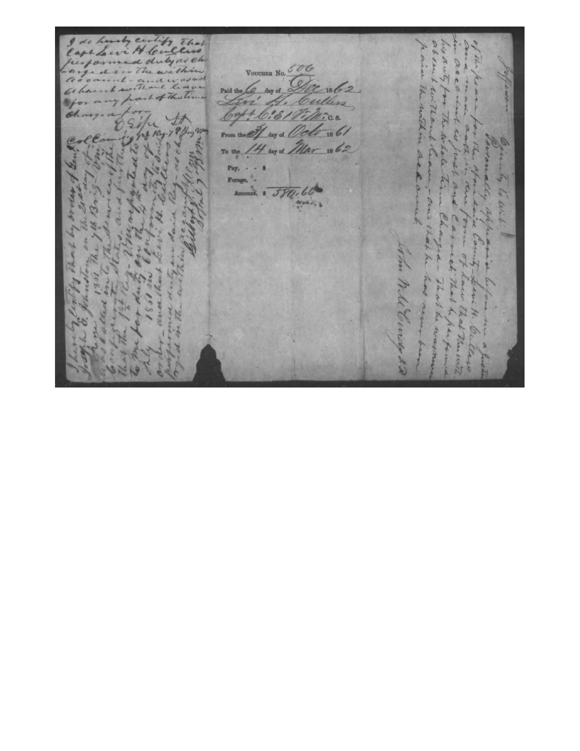I do hereby certify that Capt Levi H Cullers performed duty as charged in the within account - and was not absent without leave for any part of the time charged for.

E Sipe Lt
Col Comdg 1st Reg 7th Brig Va

I hereby certify that by order of Genl Joseph E. Johnston on the 23rd day of June 1861 the 7th Brig Va Mil was called into the service of the Confederate States, and further that the 1st Reg. V. M. reported to me for duty on the 4th day of July 1861 in conformity to said order - and that Levi H. Cullers performed duty in said Reg - as charged in the within

J. H. Carson
Brig Genl 7 Brig V Mil

VOUCHER No. 506

Paid the 6 day of Dec 1862

Levi H. Cullers

Capt. Co. E 1 Va. Mil C. S.

From the 31 day of Octo 1861

To the 14 day of Mar 1862

Pay, - - $

Forage, -

Amount, $ 580.66

Jefferson County to wit:

Personally appeared before me a Justice of the peace for the aforesaid County - Levi H. Cullers and made oath in due form of law that the within account is just and correct; that he performed his duty for the whole time charged - that he was never absent without leave - and that he has never been paid the within account.

John McCurdy J.P.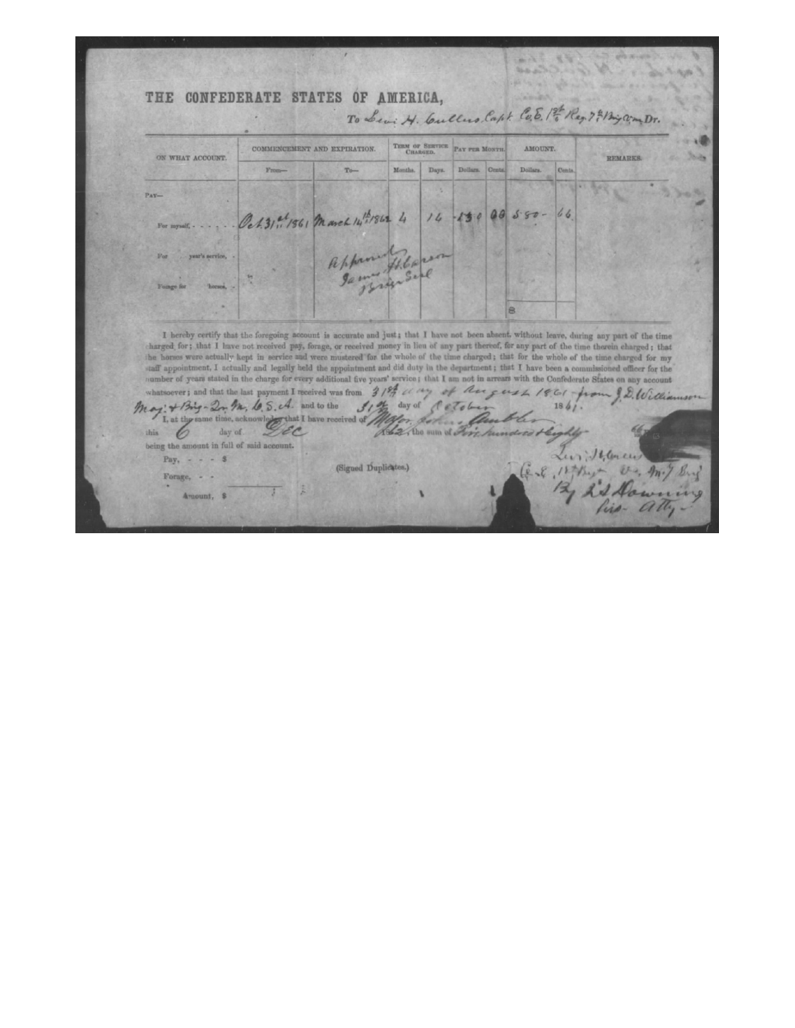# THE CONFEDERATE STATES OF AMERICA,

To Levi H. Cullens Capt. Co. E. 1st Reg 7th Brig Va. Mil Dr.

| ON WHAT ACCOUNT. | COMMENCEMENT AND EXPIRATION. | | TERM OF SERVICE CHARGED. | | PAY PER MONTH. | | AMOUNT. | | REMARKS. |
|---|---|---|---|---|---|---|---|---|---|
| | From— | To— | Months. | Days. | Dollars. | Cents. | Dollars. | Cents. | |
| PAY— | | | | | | | | | |
| For myself, | Oct. 31st 1861 | March 14th 1862 | 4 | 14 | 130 | 00 | 580 | 66 | |
| For year's service, | | Approved James H. Carson Brig Genl | | | | | | | |
| Forage for horses, | | | | | | | | | |
| | | | | | | | $ | | |

I hereby certify that the foregoing account is accurate and just; that I have not been absent, without leave, during any part of the time charged for; that I have not received pay, forage, or received money in lieu of any part thereof, for any part of the time therein charged; that the horses were actually kept in service and were mustered for the whole of the time charged; that for the whole of the time charged for my staff appointment, I actually and legally held the appointment and did duty in the department; that I have been a commissioned officer for the number of years stated in the charge for every additional five years' service; that I am not in arrears with the Confederate States on any account whatsoever; and that the last payment I received was from 31st day of August 1861 - from J. D. Williamson Maj. & Brig. Qr. Mr. C.S.A. and to the 31st day of October 1861.

I, at the same time, acknowledge that I have received of Major John Ambler this 6 day of Dec 1862, the sum of Five hundred & eighty 66/100 being the amount in full of said account.

Pay, - - - $

Forage, - -

Amount, $

(Signed Duplicates.)

Levi H. Cullens
Co. E. 1st Regt Va. Mil 7 Brig
By L. S. Downing
his atty.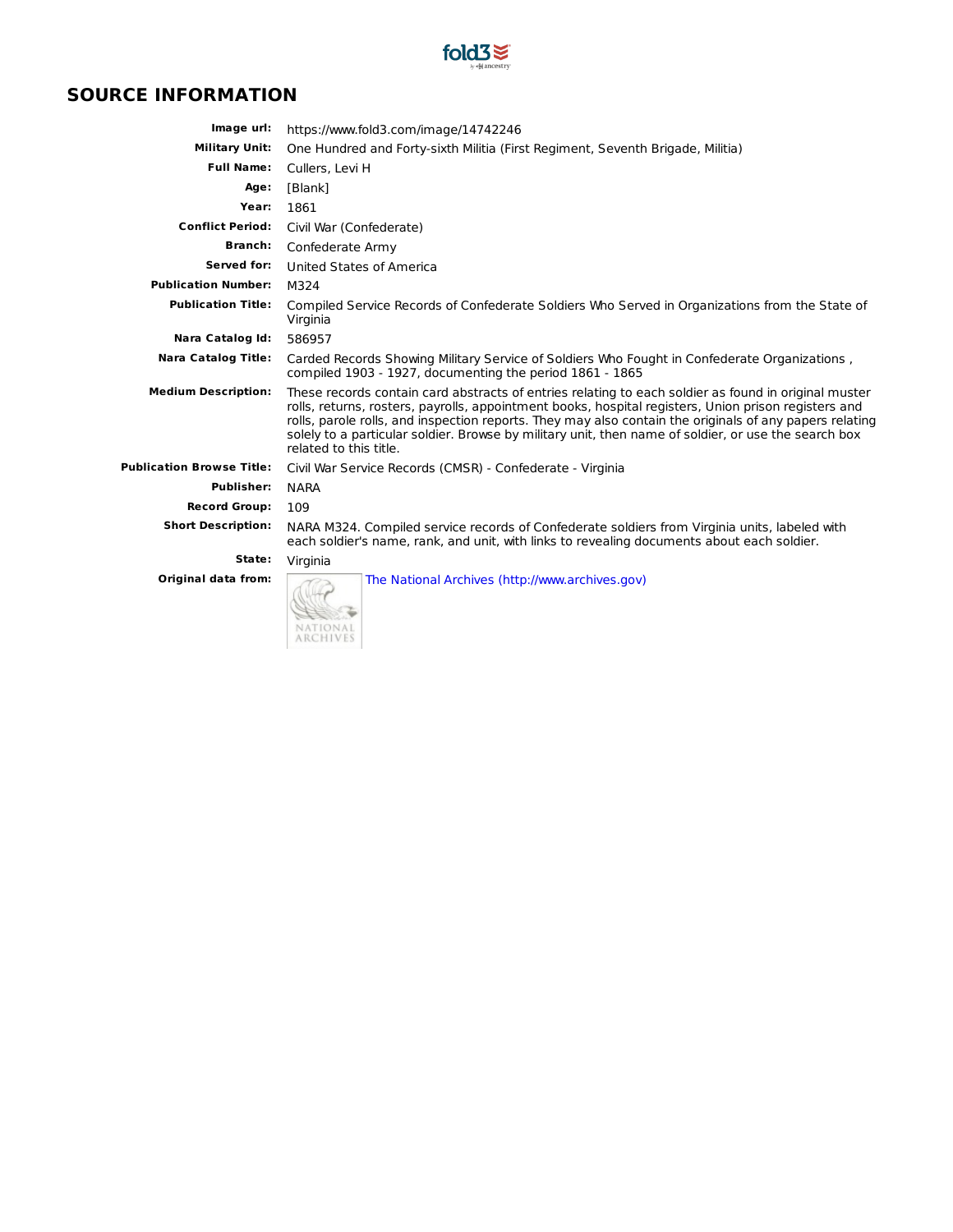# SOURCE INFORMATION

| | |
|---|---|
| **Image url:** | https://www.fold3.com/image/14742246 |
| **Military Unit:** | One Hundred and Forty-sixth Militia (First Regiment, Seventh Brigade, Militia) |
| **Full Name:** | Cullers, Levi H |
| **Age:** | [Blank] |
| **Year:** | 1861 |
| **Conflict Period:** | Civil War (Confederate) |
| **Branch:** | Confederate Army |
| **Served for:** | United States of America |
| **Publication Number:** | M324 |
| **Publication Title:** | Compiled Service Records of Confederate Soldiers Who Served in Organizations from the State of Virginia |
| **Nara Catalog Id:** | 586957 |
| **Nara Catalog Title:** | Carded Records Showing Military Service of Soldiers Who Fought in Confederate Organizations , compiled 1903 - 1927, documenting the period 1861 - 1865 |
| **Medium Description:** | These records contain card abstracts of entries relating to each soldier as found in original muster rolls, returns, rosters, payrolls, appointment books, hospital registers, Union prison registers and rolls, parole rolls, and inspection reports. They may also contain the originals of any papers relating solely to a particular soldier. Browse by military unit, then name of soldier, or use the search box related to this title. |
| **Publication Browse Title:** | Civil War Service Records (CMSR) - Confederate - Virginia |
| **Publisher:** | NARA |
| **Record Group:** | 109 |
| **Short Description:** | NARA M324. Compiled service records of Confederate soldiers from Virginia units, labeled with each soldier's name, rank, and unit, with links to revealing documents about each soldier. |
| **State:** | Virginia |
| **Original data from:** | The National Archives (http://www.archives.gov) |